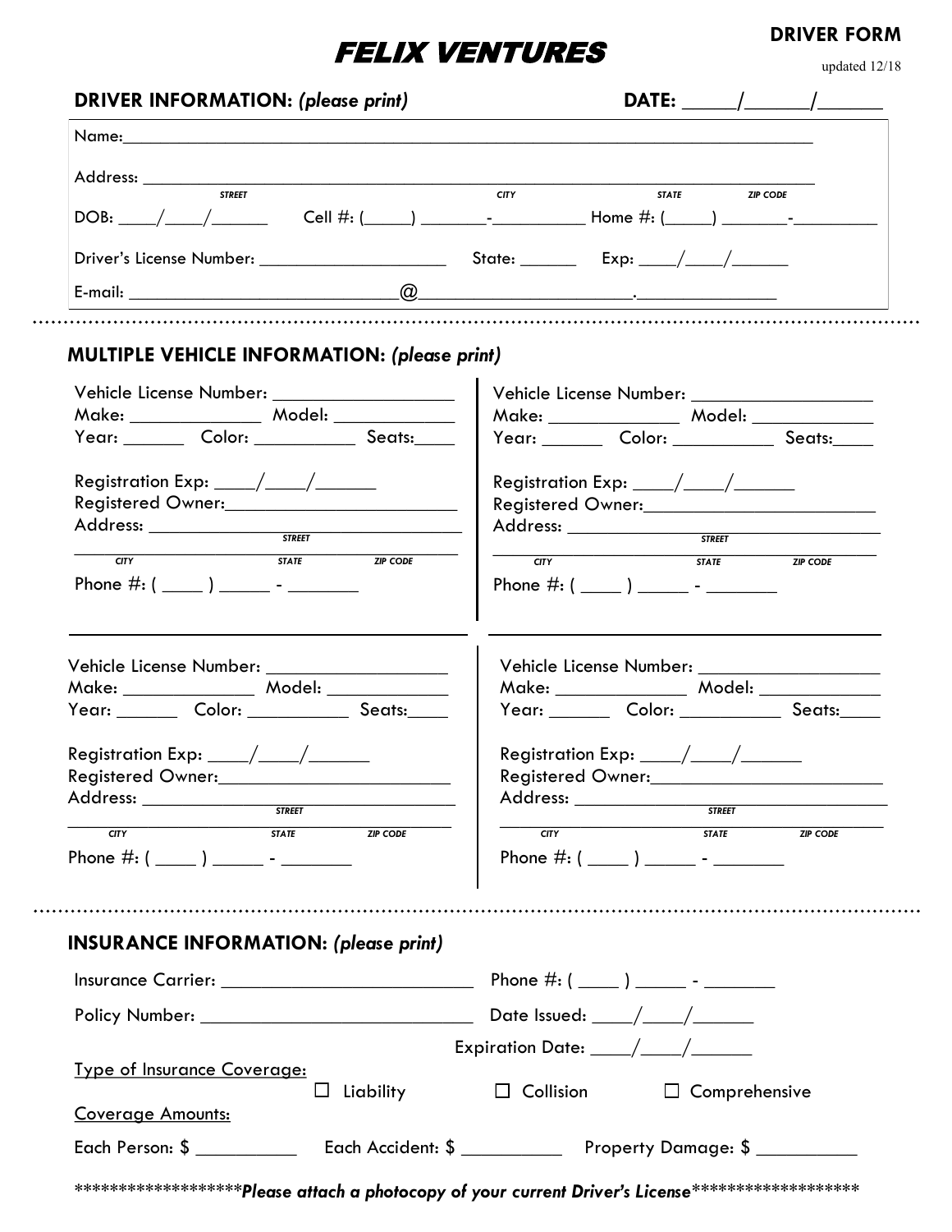# FELIX VENTURES

**DRIVER FORM**

updated 12/18

**DRIVER INFORMATION:** ***(please print)*** **DATE: _____/______/______**

Name:_______________________________________________________________________________

Address: ____________________________________________________________________________
STREET CITY STATE ZIP CODE

DOB: ____/____/______ Cell #: (_____) _______-__________ Home #: (_____) _______-_________

Driver's License Number: ____________________ State: ______ Exp: ____/____/______

E-mail: ____________________________@______________________.______________

## MULTIPLE VEHICLE INFORMATION: *(please print)*

Vehicle License Number: ___________________
Make: _____________ Model: ____________
Year: ______ Color: __________ Seats:____

Registration Exp: ____/____/______
Registered Owner:________________________
Address: ________________________________
STREET
_________________________________________
CITY STATE ZIP CODE
Phone #: ( ____ ) _____ - _______

Vehicle License Number: ___________________
Make: _____________ Model: ____________
Year: ______ Color: __________ Seats:____

Registration Exp: ____/____/______
Registered Owner:________________________
Address: ________________________________
STREET
_________________________________________
CITY STATE ZIP CODE
Phone #: ( ____ ) _____ - _______

Vehicle License Number: ___________________
Make: _____________ Model: ____________
Year: ______ Color: __________ Seats:____

Registration Exp: ____/____/______
Registered Owner:________________________
Address: ________________________________
STREET
_________________________________________
CITY STATE ZIP CODE
Phone #: ( ____ ) _____ - _______

Vehicle License Number: ___________________
Make: _____________ Model: ____________
Year: ______ Color: __________ Seats:____

Registration Exp: ____/____/______
Registered Owner:________________________
Address: ________________________________
STREET
_________________________________________
CITY STATE ZIP CODE
Phone #: ( ____ ) _____ - _______

## INSURANCE INFORMATION: *(please print)*

Insurance Carrier: _________________________ Phone #: ( ____ ) _____ - _______

Policy Number: ___________________________ Date Issued: ____/____/______

Expiration Date: ____/____/______

Type of Insurance Coverage:

☐ Liability ☐ Collision ☐ Comprehensive

Coverage Amounts:

Each Person: $ __________ Each Accident: $ __________ Property Damage: $ __________

******************* ***Please attach a photocopy of your current Driver's License*** *******************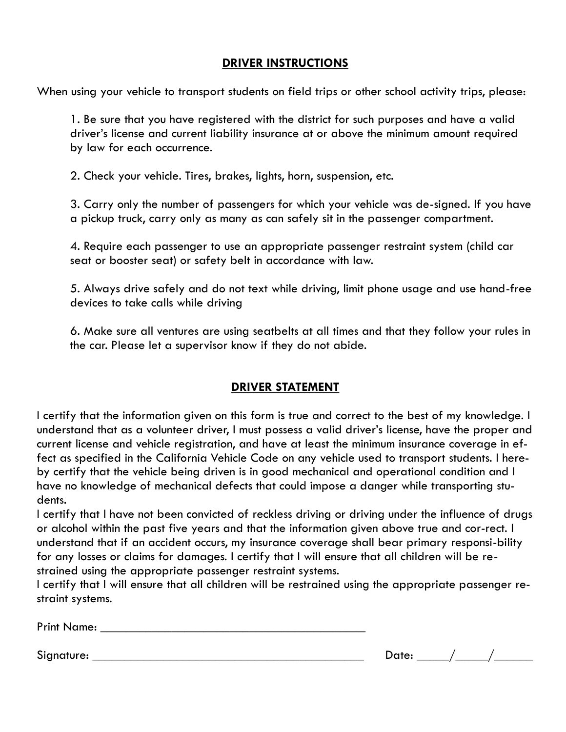## DRIVER INSTRUCTIONS

When using your vehicle to transport students on field trips or other school activity trips, please:

1. Be sure that you have registered with the district for such purposes and have a valid driver's license and current liability insurance at or above the minimum amount required by law for each occurrence.

2. Check your vehicle. Tires, brakes, lights, horn, suspension, etc.

3. Carry only the number of passengers for which your vehicle was de-signed. If you have a pickup truck, carry only as many as can safely sit in the passenger compartment.

4. Require each passenger to use an appropriate passenger restraint system (child car seat or booster seat) or safety belt in accordance with law.

5. Always drive safely and do not text while driving, limit phone usage and use hand-free devices to take calls while driving

6. Make sure all ventures are using seatbelts at all times and that they follow your rules in the car. Please let a supervisor know if they do not abide.

## DRIVER STATEMENT

I certify that the information given on this form is true and correct to the best of my knowledge. I understand that as a volunteer driver, I must possess a valid driver's license, have the proper and current license and vehicle registration, and have at least the minimum insurance coverage in effect as specified in the California Vehicle Code on any vehicle used to transport students. I hereby certify that the vehicle being driven is in good mechanical and operational condition and I have no knowledge of mechanical defects that could impose a danger while transporting students.

I certify that I have not been convicted of reckless driving or driving under the influence of drugs or alcohol within the past five years and that the information given above true and cor-rect. I understand that if an accident occurs, my insurance coverage shall bear primary responsi-bility for any losses or claims for damages. I certify that I will ensure that all children will be restrained using the appropriate passenger restraint systems.

I certify that I will ensure that all children will be restrained using the appropriate passenger restraint systems.

Print Name: ___________________________________________

Signature: _____________________________________________ Date: _____/_____/______